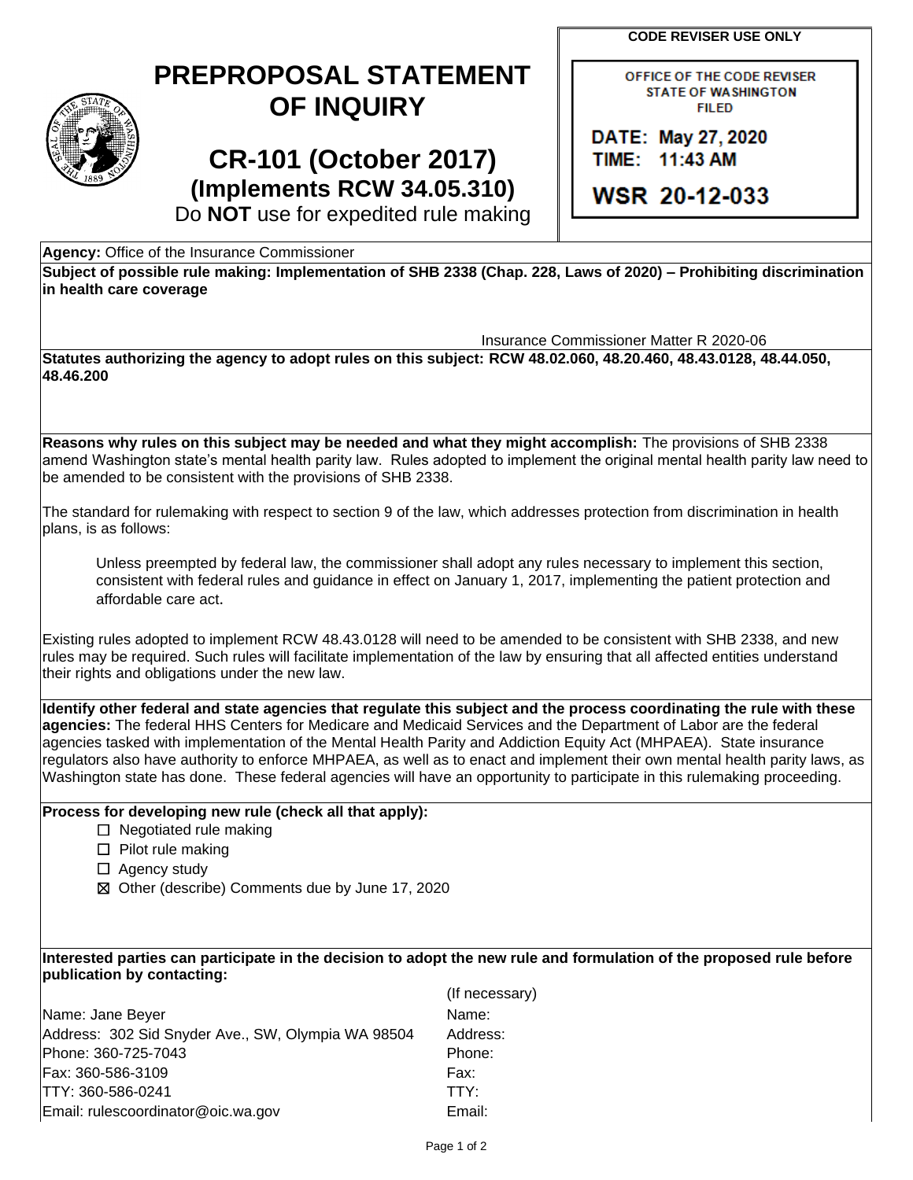# PREPROPOSAL STATEMENT OF INQUIRY

## CR-101 (October 2017)
### (Implements RCW 34.05.310)

Do **NOT** use for expedited rule making

**CODE REVISER USE ONLY**

OFFICE OF THE CODE REVISER
STATE OF WASHINGTON
FILED

DATE: May 27, 2020
TIME: 11:43 AM

WSR 20-12-033

**Agency:** Office of the Insurance Commissioner

**Subject of possible rule making: Implementation of SHB 2338 (Chap. 228, Laws of 2020) – Prohibiting discrimination in health care coverage**

Insurance Commissioner Matter R 2020-06

**Statutes authorizing the agency to adopt rules on this subject: RCW 48.02.060, 48.20.460, 48.43.0128, 48.44.050, 48.46.200**

**Reasons why rules on this subject may be needed and what they might accomplish:** The provisions of SHB 2338 amend Washington state's mental health parity law. Rules adopted to implement the original mental health parity law need to be amended to be consistent with the provisions of SHB 2338.

The standard for rulemaking with respect to section 9 of the law, which addresses protection from discrimination in health plans, is as follows:

> Unless preempted by federal law, the commissioner shall adopt any rules necessary to implement this section, consistent with federal rules and guidance in effect on January 1, 2017, implementing the patient protection and affordable care act.

Existing rules adopted to implement RCW 48.43.0128 will need to be amended to be consistent with SHB 2338, and new rules may be required. Such rules will facilitate implementation of the law by ensuring that all affected entities understand their rights and obligations under the new law.

**Identify other federal and state agencies that regulate this subject and the process coordinating the rule with these agencies:** The federal HHS Centers for Medicare and Medicaid Services and the Department of Labor are the federal agencies tasked with implementation of the Mental Health Parity and Addiction Equity Act (MHPAEA). State insurance regulators also have authority to enforce MHPAEA, as well as to enact and implement their own mental health parity laws, as Washington state has done. These federal agencies will have an opportunity to participate in this rulemaking proceeding.

**Process for developing new rule (check all that apply):**

- ☐ Negotiated rule making
- ☐ Pilot rule making
- ☐ Agency study
- ☒ Other (describe) Comments due by June 17, 2020

**Interested parties can participate in the decision to adopt the new rule and formulation of the proposed rule before publication by contacting:**

| | (If necessary) |
|---|---|
| Name: Jane Beyer | Name: |
| Address: 302 Sid Snyder Ave., SW, Olympia WA 98504 | Address: |
| Phone: 360-725-7043 | Phone: |
| Fax: 360-586-3109 | Fax: |
| TTY: 360-586-0241 | TTY: |
| Email: rulescoordinator@oic.wa.gov | Email: |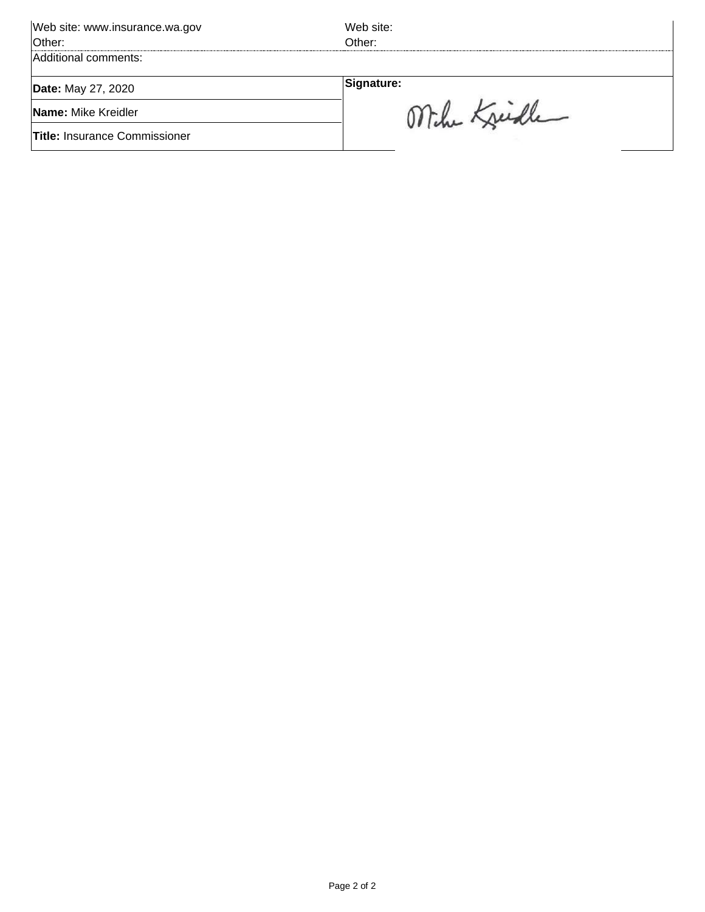| | |
|---|---|
| Web site: www.insurance.wa.gov | Web site: |
| Other: | Other: |
| Additional comments: | |
| **Date:** May 27, 2020 | **Signature:** |
| **Name:** Mike Kreidler | Mike Kreidler |
| **Title:** Insurance Commissioner | |